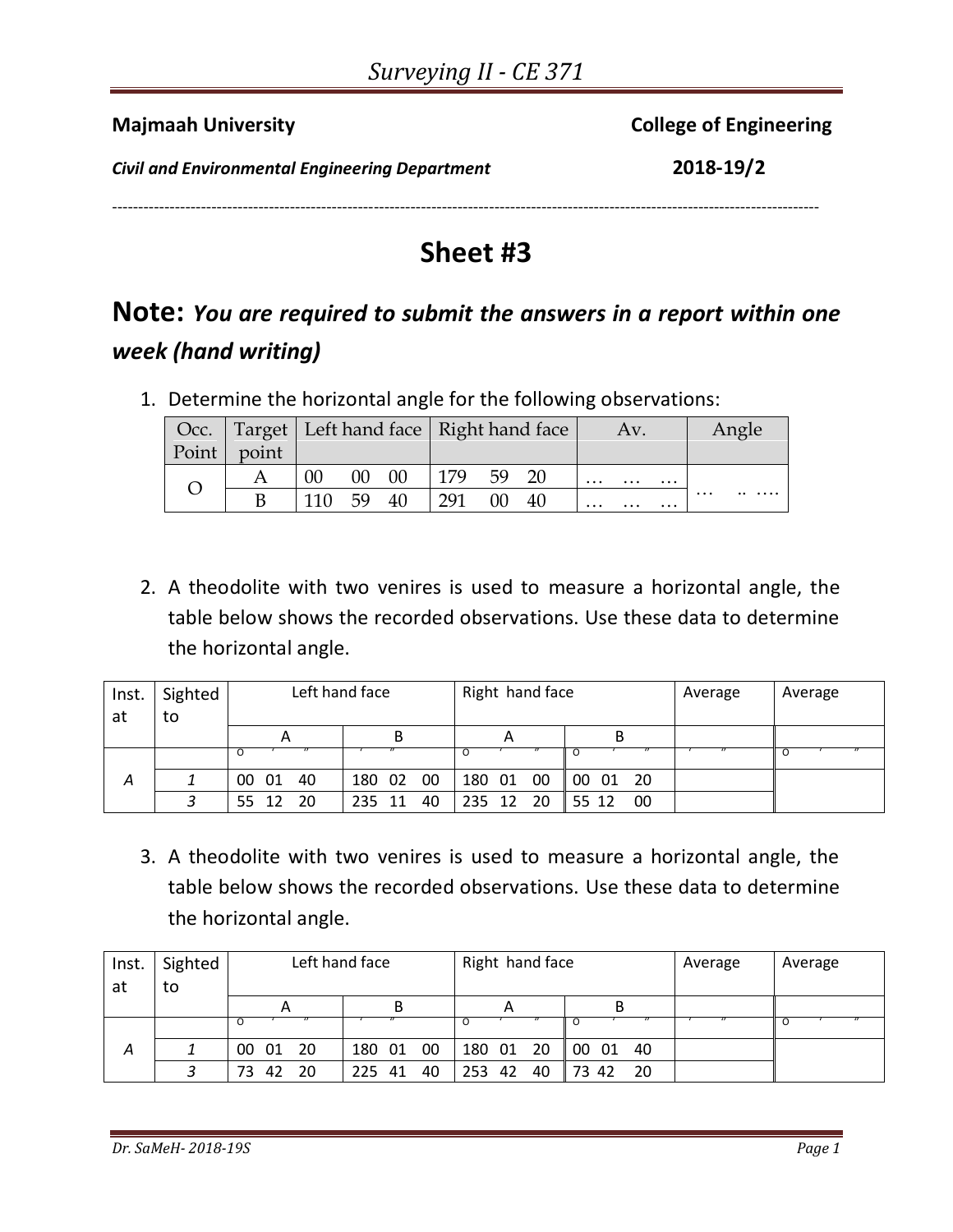# Surveying II - CE 371

**Majmaah University** **College of Engineering**

***Civil and Environmental Engineering Department*** **2018-19/2**

---

# Sheet #3

## Note: *You are required to submit the answers in a report within one week (hand writing)*

1. Determine the horizontal angle for the following observations:

| Occ. Point | Target point | Left hand face | Right hand face | Av. | Angle |
|---|---|---|---|---|---|
| O | A | 00 00 00 | 179 59 20 | … … … | … .. …. |
| | B | 110 59 40 | 291 00 40 | … … … | |

2. A theodolite with two venires is used to measure a horizontal angle, the table below shows the recorded observations. Use these data to determine the horizontal angle.

| Inst. at | Sighted to | Left hand face | | Right hand face | | Average | Average |
|---|---|---|---|---|---|---|---|
| | | A | B | A | B | | |
| | | ° ′ ″ | ′ ″ | ° ′ ″ | ° ′ ″ | ′ ″ | ° ′ ″ |
| *A* | *1* | 00 01 40 | 180 02 00 | 180 01 00 | 00 01 20 | | |
| | *3* | 55 12 20 | 235 11 40 | 235 12 20 | 55 12 00 | | |

3. A theodolite with two venires is used to measure a horizontal angle, the table below shows the recorded observations. Use these data to determine the horizontal angle.

| Inst. at | Sighted to | Left hand face | | Right hand face | | Average | Average |
|---|---|---|---|---|---|---|---|
| | | A | B | A | B | | |
| | | ° ′ ″ | ′ ″ | ° ′ ″ | ° ′ ″ | ′ ″ | ° ′ ″ |
| *A* | *1* | 00 01 20 | 180 01 00 | 180 01 20 | 00 01 40 | | |
| | *3* | 73 42 20 | 225 41 40 | 253 42 40 | 73 42 20 | | |

*Dr. SaMeH- 2018-19S*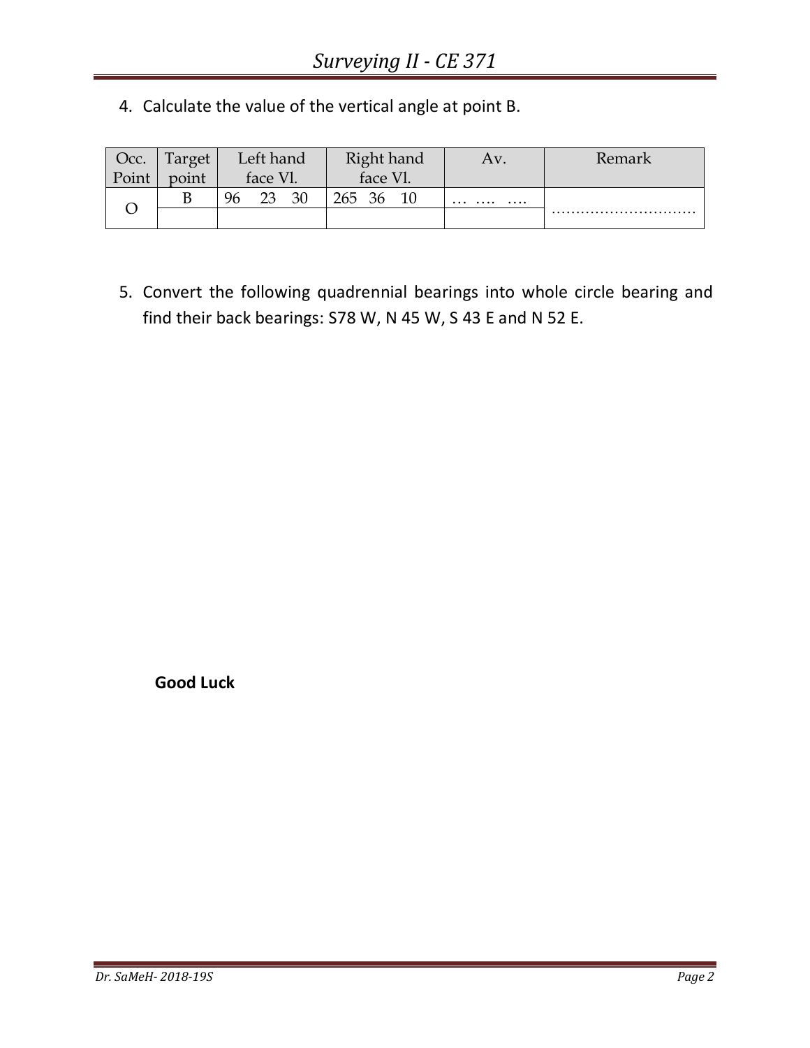4. Calculate the value of the vertical angle at point B.

| Occ. Point | Target point | Left hand face Vl. | Right hand face Vl. | Av. | Remark |
|---|---|---|---|---|---|
| O | B | 96 23 30 | 265 36 10 | … …. …. | ………………………… |
| | | | | | |

5. Convert the following quadrennial bearings into whole circle bearing and find their back bearings: S78 W, N 45 W, S 43 E and N 52 E.

**Good Luck**